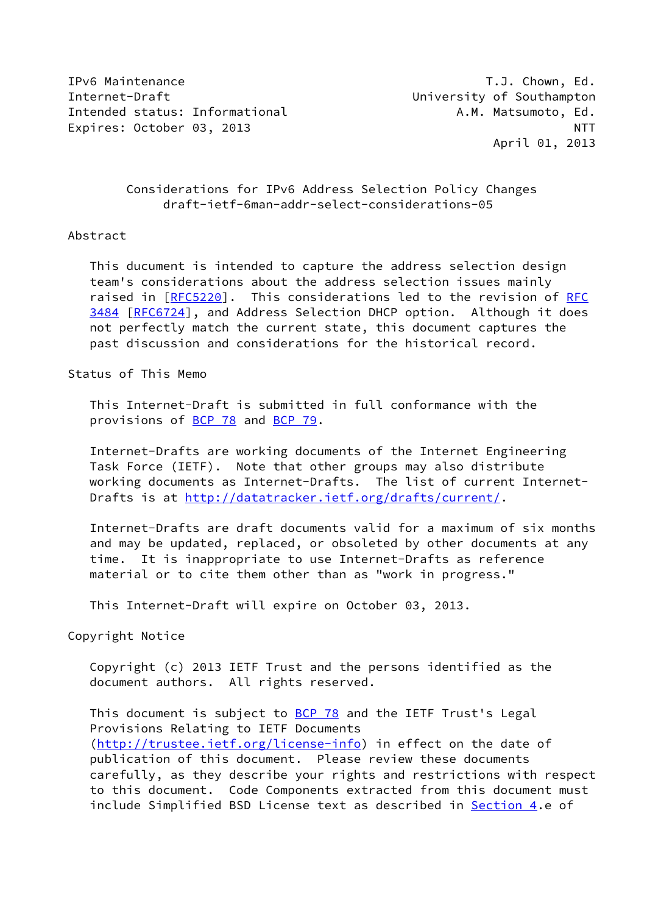IPv6 Maintenance T.J. Chown, Ed.
Internet-Draft University of Southampton
Intended status: Informational A.M. Matsumoto, Ed.
Expires: October 03, 2013 NTT
April 01, 2013

# Considerations for IPv6 Address Selection Policy Changes
## draft-ietf-6man-addr-select-considerations-05

## Abstract

This ducument is intended to capture the address selection design team's considerations about the address selection issues mainly raised in [RFC5220]. This considerations led to the revision of RFC 3484 [RFC6724], and Address Selection DHCP option. Although it does not perfectly match the current state, this document captures the past discussion and considerations for the historical record.

## Status of This Memo

This Internet-Draft is submitted in full conformance with the provisions of BCP 78 and BCP 79.

Internet-Drafts are working documents of the Internet Engineering Task Force (IETF). Note that other groups may also distribute working documents as Internet-Drafts. The list of current Internet-Drafts is at http://datatracker.ietf.org/drafts/current/.

Internet-Drafts are draft documents valid for a maximum of six months and may be updated, replaced, or obsoleted by other documents at any time. It is inappropriate to use Internet-Drafts as reference material or to cite them other than as "work in progress."

This Internet-Draft will expire on October 03, 2013.

## Copyright Notice

Copyright (c) 2013 IETF Trust and the persons identified as the document authors. All rights reserved.

This document is subject to BCP 78 and the IETF Trust's Legal Provisions Relating to IETF Documents (http://trustee.ietf.org/license-info) in effect on the date of publication of this document. Please review these documents carefully, as they describe your rights and restrictions with respect to this document. Code Components extracted from this document must include Simplified BSD License text as described in Section 4.e of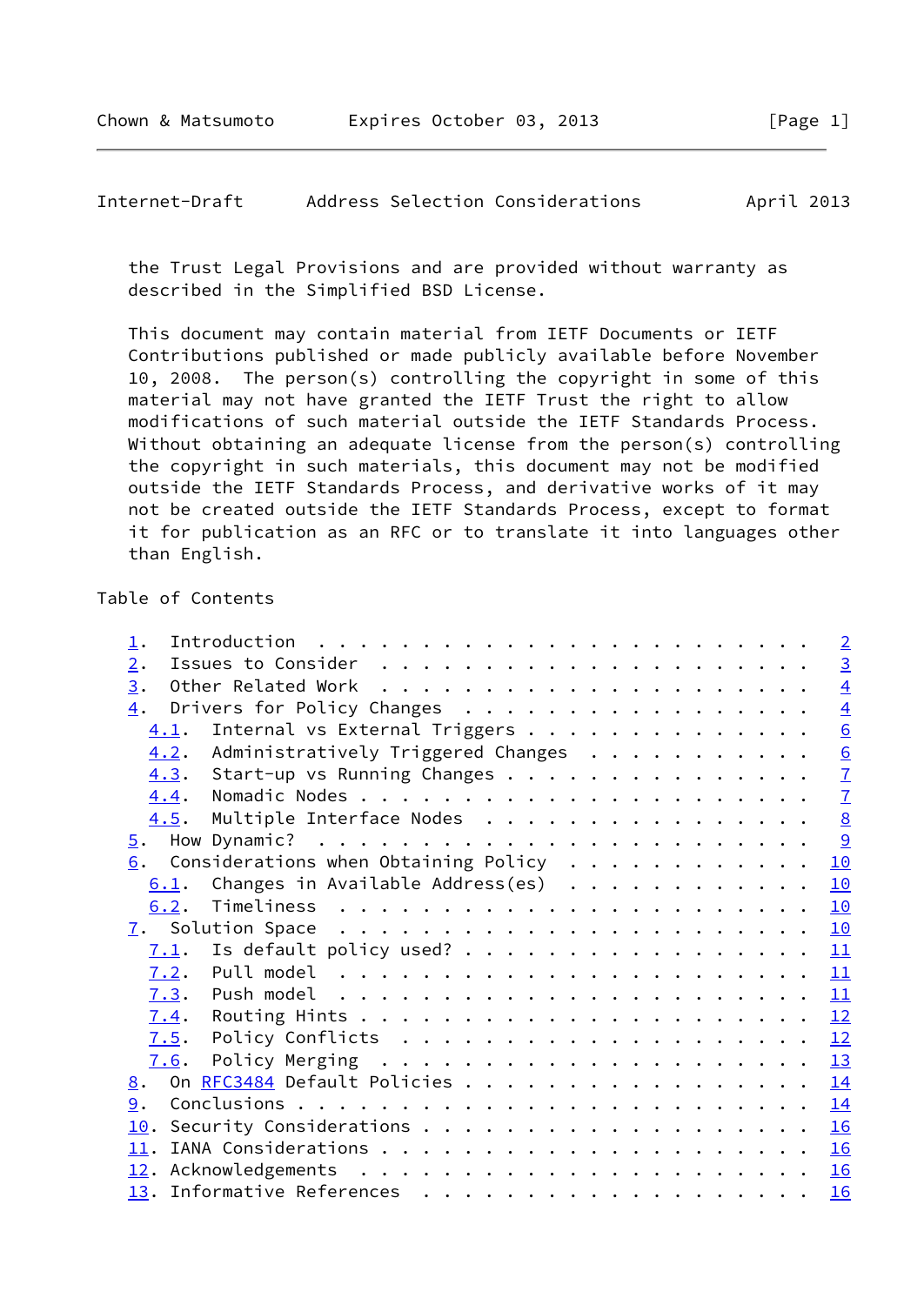the Trust Legal Provisions and are provided without warranty as described in the Simplified BSD License.

This document may contain material from IETF Documents or IETF Contributions published or made publicly available before November 10, 2008. The person(s) controlling the copyright in some of this material may not have granted the IETF Trust the right to allow modifications of such material outside the IETF Standards Process. Without obtaining an adequate license from the person(s) controlling the copyright in such materials, this document may not be modified outside the IETF Standards Process, and derivative works of it may not be created outside the IETF Standards Process, except to format it for publication as an RFC or to translate it into languages other than English.

## Table of Contents

```
   1.  Introduction . . . . . . . . . . . . . . . . . . . . . . . .   2
   2.  Issues to Consider . . . . . . . . . . . . . . . . . . . . .   3
   3.  Other Related Work . . . . . . . . . . . . . . . . . . . . .   4
   4.  Drivers for Policy Changes . . . . . . . . . . . . . . . . .   4
     4.1.  Internal vs External Triggers . . . . . . . . . . . . . .   6
     4.2.  Administratively Triggered Changes . . . . . . . . . . .   6
     4.3.  Start-up vs Running Changes . . . . . . . . . . . . . . .   7
     4.4.  Nomadic Nodes . . . . . . . . . . . . . . . . . . . . . .   7
     4.5.  Multiple Interface Nodes . . . . . . . . . . . . . . . .   8
   5.  How Dynamic? . . . . . . . . . . . . . . . . . . . . . . . .   9
   6.  Considerations when Obtaining Policy . . . . . . . . . . . .  10
     6.1.  Changes in Available Address(es) . . . . . . . . . . . .  10
     6.2.  Timeliness . . . . . . . . . . . . . . . . . . . . . . .  10
   7.  Solution Space . . . . . . . . . . . . . . . . . . . . . . .  10
     7.1.  Is default policy used? . . . . . . . . . . . . . . . . .  11
     7.2.  Pull model . . . . . . . . . . . . . . . . . . . . . . .  11
     7.3.  Push model . . . . . . . . . . . . . . . . . . . . . . .  11
     7.4.  Routing Hints . . . . . . . . . . . . . . . . . . . . . .  12
     7.5.  Policy Conflicts . . . . . . . . . . . . . . . . . . . .  12
     7.6.  Policy Merging . . . . . . . . . . . . . . . . . . . . .  13
   8.  On RFC3484 Default Policies . . . . . . . . . . . . . . . . .  14
   9.  Conclusions . . . . . . . . . . . . . . . . . . . . . . . . .  14
   10. Security Considerations . . . . . . . . . . . . . . . . . . .  16
   11. IANA Considerations . . . . . . . . . . . . . . . . . . . . .  16
   12. Acknowledgements . . . . . . . . . . . . . . . . . . . . . .  16
   13. Informative References . . . . . . . . . . . . . . . . . . .  16
```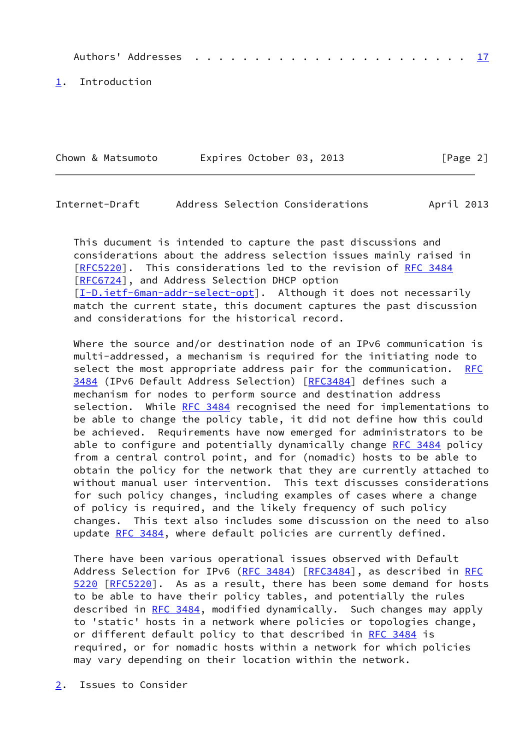Authors' Addresses . . . . . . . . . . . . . . . . . . . . . . . . 17

# 1. Introduction

This ducument is intended to capture the past discussions and considerations about the address selection issues mainly raised in [RFC5220]. This considerations led to the revision of RFC 3484 [RFC6724], and Address Selection DHCP option [I-D.ietf-6man-addr-select-opt]. Although it does not necessarily match the current state, this document captures the past discussion and considerations for the historical record.

Where the source and/or destination node of an IPv6 communication is multi-addressed, a mechanism is required for the initiating node to select the most appropriate address pair for the communication. RFC 3484 (IPv6 Default Address Selection) [RFC3484] defines such a mechanism for nodes to perform source and destination address selection. While RFC 3484 recognised the need for implementations to be able to change the policy table, it did not define how this could be achieved. Requirements have now emerged for administrators to be able to configure and potentially dynamically change RFC 3484 policy from a central control point, and for (nomadic) hosts to be able to obtain the policy for the network that they are currently attached to without manual user intervention. This text discusses considerations for such policy changes, including examples of cases where a change of policy is required, and the likely frequency of such policy changes. This text also includes some discussion on the need to also update RFC 3484, where default policies are currently defined.

There have been various operational issues observed with Default Address Selection for IPv6 (RFC 3484) [RFC3484], as described in RFC 5220 [RFC5220]. As as a result, there has been some demand for hosts to be able to have their policy tables, and potentially the rules described in RFC 3484, modified dynamically. Such changes may apply to 'static' hosts in a network where policies or topologies change, or different default policy to that described in RFC 3484 is required, or for nomadic hosts within a network for which policies may vary depending on their location within the network.

# 2. Issues to Consider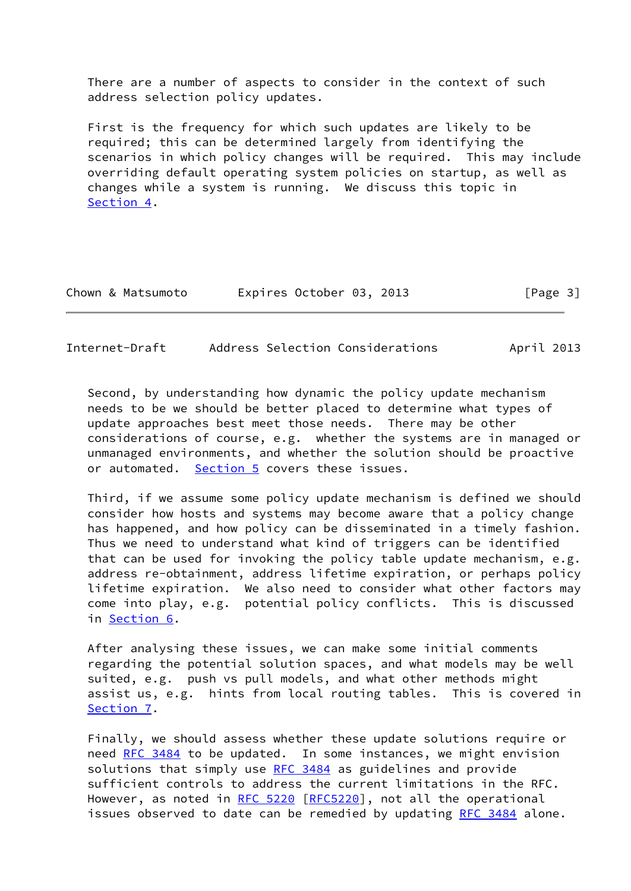There are a number of aspects to consider in the context of such address selection policy updates.

First is the frequency for which such updates are likely to be required; this can be determined largely from identifying the scenarios in which policy changes will be required. This may include overriding default operating system policies on startup, as well as changes while a system is running. We discuss this topic in Section 4.

Second, by understanding how dynamic the policy update mechanism needs to be we should be better placed to determine what types of update approaches best meet those needs. There may be other considerations of course, e.g. whether the systems are in managed or unmanaged environments, and whether the solution should be proactive or automated. Section 5 covers these issues.

Third, if we assume some policy update mechanism is defined we should consider how hosts and systems may become aware that a policy change has happened, and how policy can be disseminated in a timely fashion. Thus we need to understand what kind of triggers can be identified that can be used for invoking the policy table update mechanism, e.g. address re-obtainment, address lifetime expiration, or perhaps policy lifetime expiration. We also need to consider what other factors may come into play, e.g. potential policy conflicts. This is discussed in Section 6.

After analysing these issues, we can make some initial comments regarding the potential solution spaces, and what models may be well suited, e.g. push vs pull models, and what other methods might assist us, e.g. hints from local routing tables. This is covered in Section 7.

Finally, we should assess whether these update solutions require or need RFC 3484 to be updated. In some instances, we might envision solutions that simply use RFC 3484 as guidelines and provide sufficient controls to address the current limitations in the RFC. However, as noted in RFC 5220 [RFC5220], not all the operational issues observed to date can be remedied by updating RFC 3484 alone.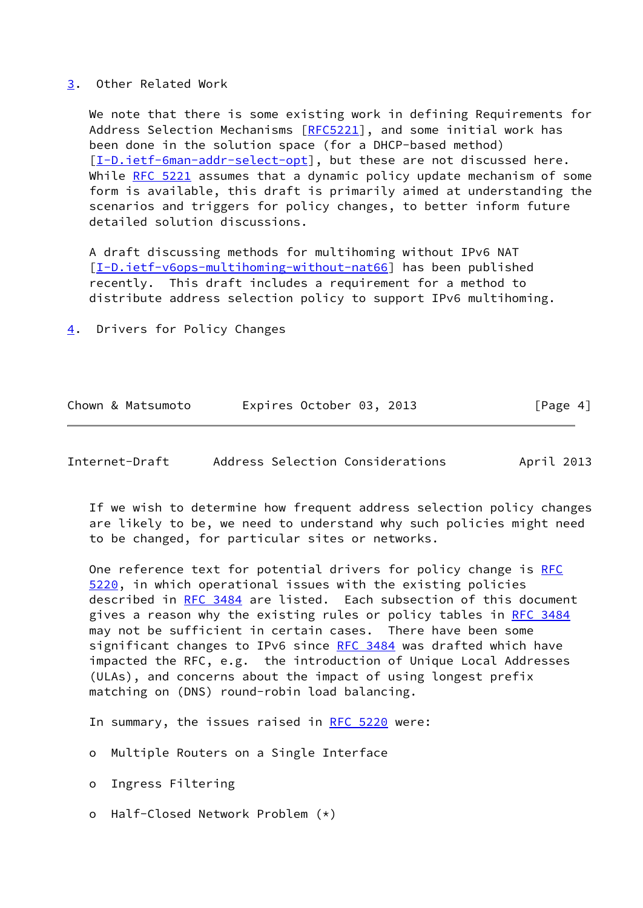## 3. Other Related Work

We note that there is some existing work in defining Requirements for Address Selection Mechanisms [RFC5221], and some initial work has been done in the solution space (for a DHCP-based method) [I-D.ietf-6man-addr-select-opt], but these are not discussed here. While RFC 5221 assumes that a dynamic policy update mechanism of some form is available, this draft is primarily aimed at understanding the scenarios and triggers for policy changes, to better inform future detailed solution discussions.

A draft discussing methods for multihoming without IPv6 NAT [I-D.ietf-v6ops-multihoming-without-nat66] has been published recently. This draft includes a requirement for a method to distribute address selection policy to support IPv6 multihoming.

## 4. Drivers for Policy Changes

If we wish to determine how frequent address selection policy changes are likely to be, we need to understand why such policies might need to be changed, for particular sites or networks.

One reference text for potential drivers for policy change is RFC 5220, in which operational issues with the existing policies described in RFC 3484 are listed. Each subsection of this document gives a reason why the existing rules or policy tables in RFC 3484 may not be sufficient in certain cases. There have been some significant changes to IPv6 since RFC 3484 was drafted which have impacted the RFC, e.g. the introduction of Unique Local Addresses (ULAs), and concerns about the impact of using longest prefix matching on (DNS) round-robin load balancing.

In summary, the issues raised in RFC 5220 were:

- Multiple Routers on a Single Interface
- Ingress Filtering
- Half-Closed Network Problem (*)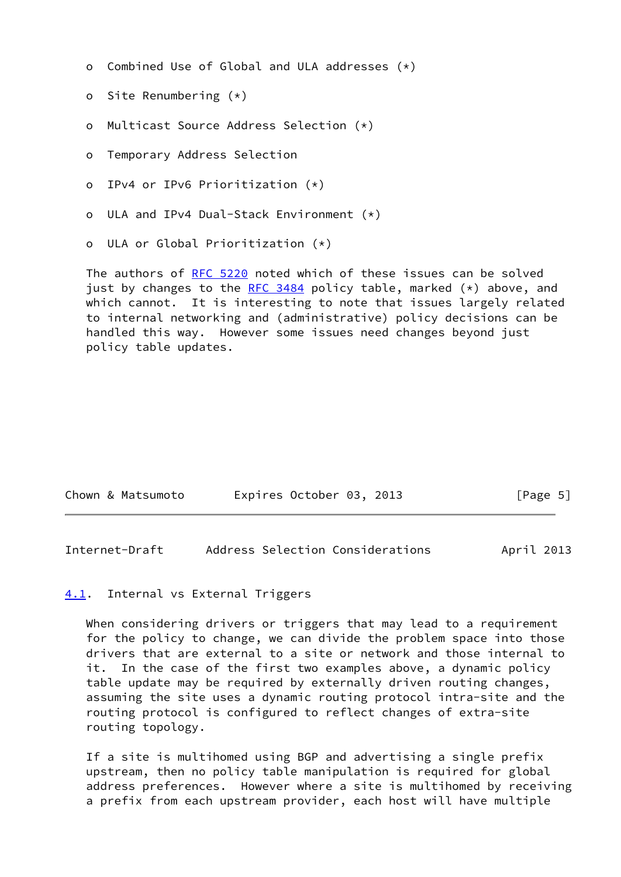- Combined Use of Global and ULA addresses (*)

- Site Renumbering (*)

- Multicast Source Address Selection (*)

- Temporary Address Selection

- IPv4 or IPv6 Prioritization (*)

- ULA and IPv4 Dual-Stack Environment (*)

- ULA or Global Prioritization (*)

The authors of RFC 5220 noted which of these issues can be solved just by changes to the RFC 3484 policy table, marked (*) above, and which cannot. It is interesting to note that issues largely related to internal networking and (administrative) policy decisions can be handled this way. However some issues need changes beyond just policy table updates.

## 4.1. Internal vs External Triggers

When considering drivers or triggers that may lead to a requirement for the policy to change, we can divide the problem space into those drivers that are external to a site or network and those internal to it. In the case of the first two examples above, a dynamic policy table update may be required by externally driven routing changes, assuming the site uses a dynamic routing protocol intra-site and the routing protocol is configured to reflect changes of extra-site routing topology.

If a site is multihomed using BGP and advertising a single prefix upstream, then no policy table manipulation is required for global address preferences. However where a site is multihomed by receiving a prefix from each upstream provider, each host will have multiple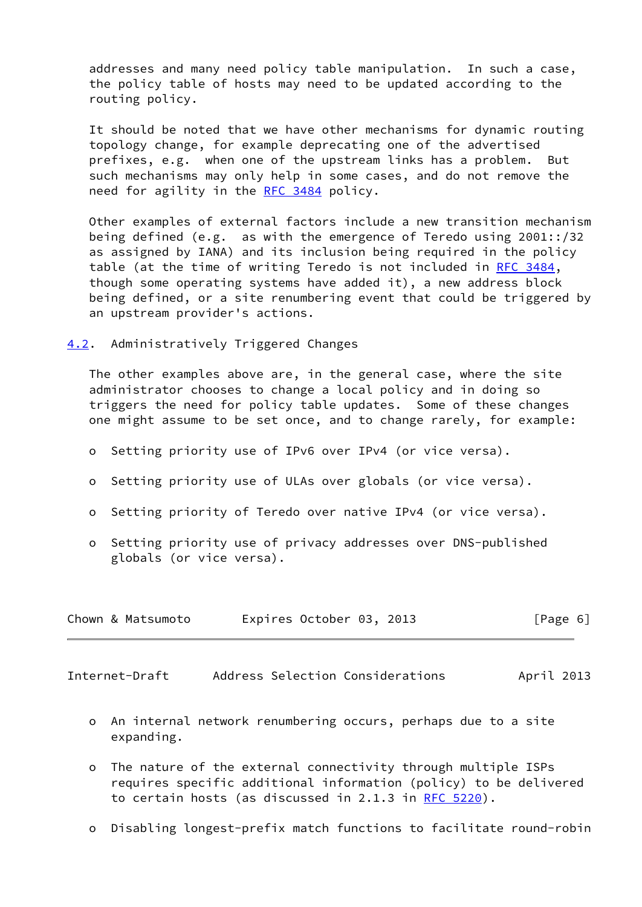addresses and many need policy table manipulation. In such a case, the policy table of hosts may need to be updated according to the routing policy.

It should be noted that we have other mechanisms for dynamic routing topology change, for example deprecating one of the advertised prefixes, e.g. when one of the upstream links has a problem. But such mechanisms may only help in some cases, and do not remove the need for agility in the RFC 3484 policy.

Other examples of external factors include a new transition mechanism being defined (e.g. as with the emergence of Teredo using 2001::/32 as assigned by IANA) and its inclusion being required in the policy table (at the time of writing Teredo is not included in RFC 3484, though some operating systems have added it), a new address block being defined, or a site renumbering event that could be triggered by an upstream provider's actions.

### 4.2. Administratively Triggered Changes

The other examples above are, in the general case, where the site administrator chooses to change a local policy and in doing so triggers the need for policy table updates. Some of these changes one might assume to be set once, and to change rarely, for example:

- Setting priority use of IPv6 over IPv4 (or vice versa).
- Setting priority use of ULAs over globals (or vice versa).
- Setting priority of Teredo over native IPv4 (or vice versa).
- Setting priority use of privacy addresses over DNS-published globals (or vice versa).
- An internal network renumbering occurs, perhaps due to a site expanding.
- The nature of the external connectivity through multiple ISPs requires specific additional information (policy) to be delivered to certain hosts (as discussed in 2.1.3 in RFC 5220).
- Disabling longest-prefix match functions to facilitate round-robin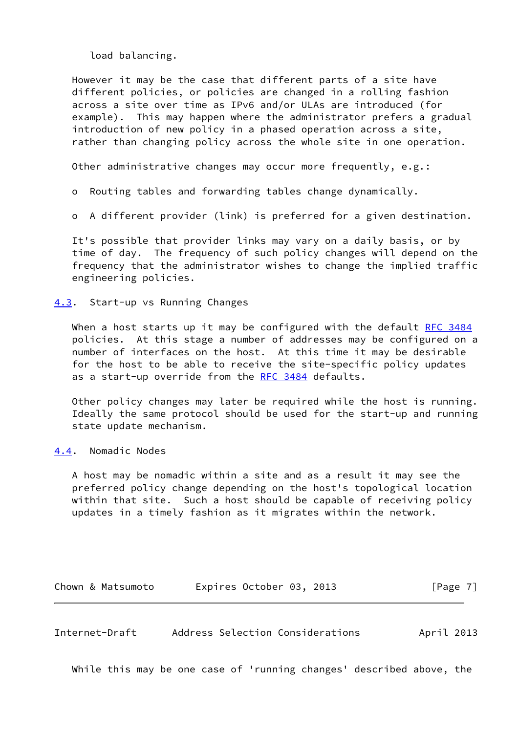load balancing.

However it may be the case that different parts of a site have different policies, or policies are changed in a rolling fashion across a site over time as IPv6 and/or ULAs are introduced (for example). This may happen where the administrator prefers a gradual introduction of new policy in a phased operation across a site, rather than changing policy across the whole site in one operation.

Other administrative changes may occur more frequently, e.g.:

- Routing tables and forwarding tables change dynamically.
- A different provider (link) is preferred for a given destination.

It's possible that provider links may vary on a daily basis, or by time of day. The frequency of such policy changes will depend on the frequency that the administrator wishes to change the implied traffic engineering policies.

### 4.3. Start-up vs Running Changes

When a host starts up it may be configured with the default RFC 3484 policies. At this stage a number of addresses may be configured on a number of interfaces on the host. At this time it may be desirable for the host to be able to receive the site-specific policy updates as a start-up override from the RFC 3484 defaults.

Other policy changes may later be required while the host is running. Ideally the same protocol should be used for the start-up and running state update mechanism.

### 4.4. Nomadic Nodes

A host may be nomadic within a site and as a result it may see the preferred policy change depending on the host's topological location within that site. Such a host should be capable of receiving policy updates in a timely fashion as it migrates within the network.

While this may be one case of 'running changes' described above, the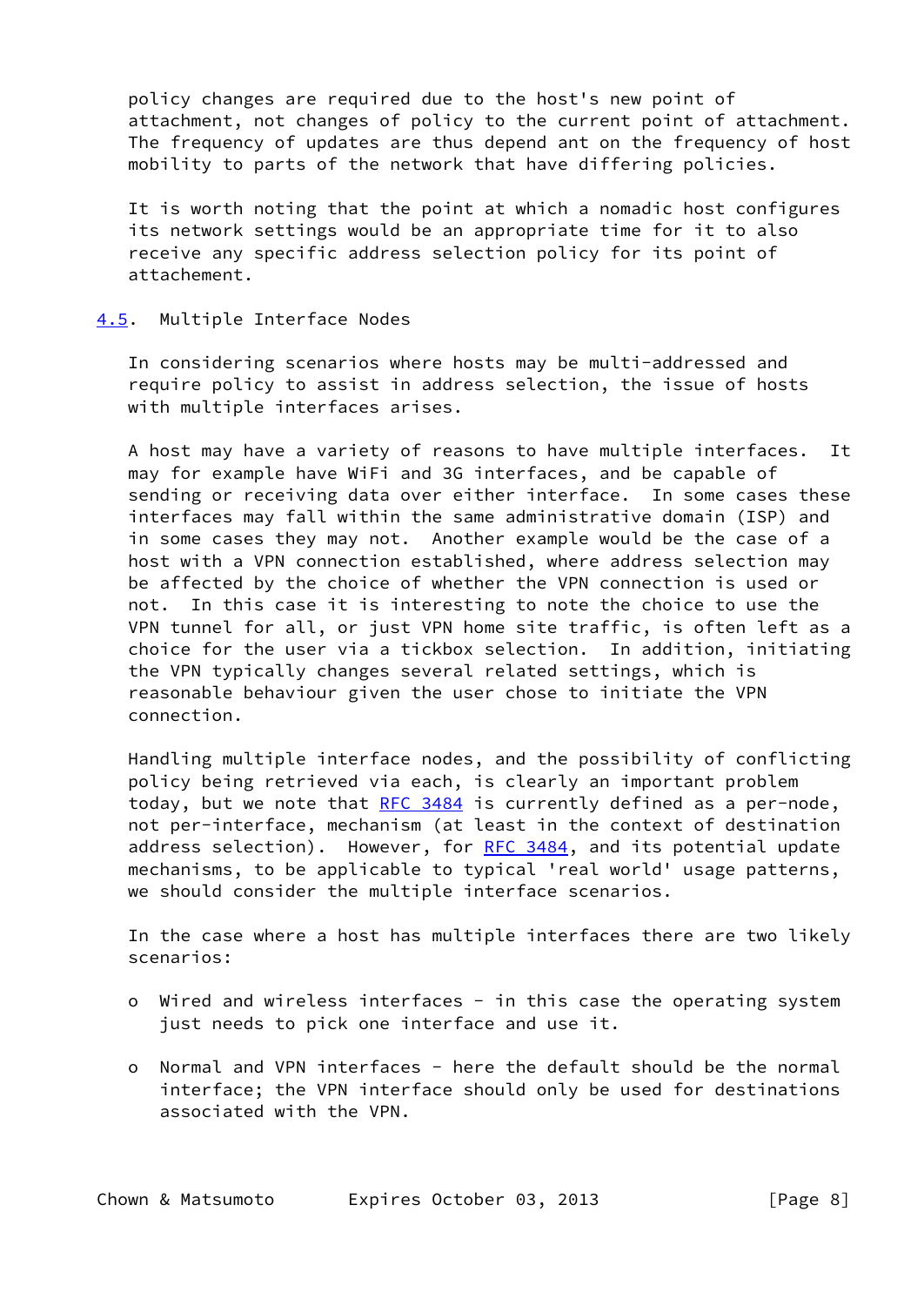policy changes are required due to the host's new point of attachment, not changes of policy to the current point of attachment. The frequency of updates are thus depend ant on the frequency of host mobility to parts of the network that have differing policies.

It is worth noting that the point at which a nomadic host configures its network settings would be an appropriate time for it to also receive any specific address selection policy for its point of attachement.

### 4.5. Multiple Interface Nodes

In considering scenarios where hosts may be multi-addressed and require policy to assist in address selection, the issue of hosts with multiple interfaces arises.

A host may have a variety of reasons to have multiple interfaces. It may for example have WiFi and 3G interfaces, and be capable of sending or receiving data over either interface. In some cases these interfaces may fall within the same administrative domain (ISP) and in some cases they may not. Another example would be the case of a host with a VPN connection established, where address selection may be affected by the choice of whether the VPN connection is used or not. In this case it is interesting to note the choice to use the VPN tunnel for all, or just VPN home site traffic, is often left as a choice for the user via a tickbox selection. In addition, initiating the VPN typically changes several related settings, which is reasonable behaviour given the user chose to initiate the VPN connection.

Handling multiple interface nodes, and the possibility of conflicting policy being retrieved via each, is clearly an important problem today, but we note that RFC 3484 is currently defined as a per-node, not per-interface, mechanism (at least in the context of destination address selection). However, for RFC 3484, and its potential update mechanisms, to be applicable to typical 'real world' usage patterns, we should consider the multiple interface scenarios.

In the case where a host has multiple interfaces there are two likely scenarios:

- Wired and wireless interfaces - in this case the operating system just needs to pick one interface and use it.
- Normal and VPN interfaces - here the default should be the normal interface; the VPN interface should only be used for destinations associated with the VPN.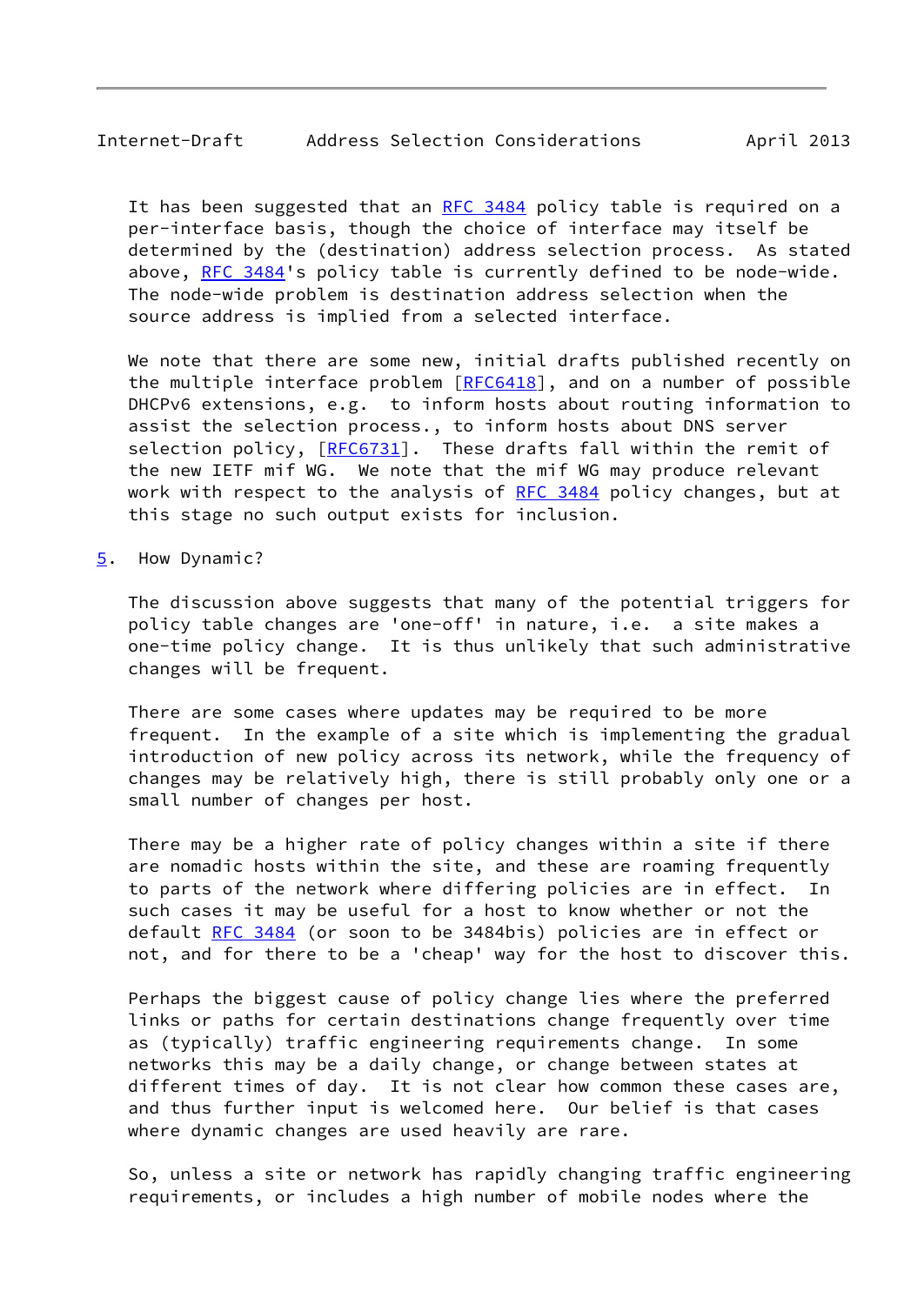It has been suggested that an RFC 3484 policy table is required on a per-interface basis, though the choice of interface may itself be determined by the (destination) address selection process. As stated above, RFC 3484's policy table is currently defined to be node-wide. The node-wide problem is destination address selection when the source address is implied from a selected interface.

We note that there are some new, initial drafts published recently on the multiple interface problem [RFC6418], and on a number of possible DHCPv6 extensions, e.g. to inform hosts about routing information to assist the selection process., to inform hosts about DNS server selection policy, [RFC6731]. These drafts fall within the remit of the new IETF mif WG. We note that the mif WG may produce relevant work with respect to the analysis of RFC 3484 policy changes, but at this stage no such output exists for inclusion.

## 5. How Dynamic?

The discussion above suggests that many of the potential triggers for policy table changes are 'one-off' in nature, i.e. a site makes a one-time policy change. It is thus unlikely that such administrative changes will be frequent.

There are some cases where updates may be required to be more frequent. In the example of a site which is implementing the gradual introduction of new policy across its network, while the frequency of changes may be relatively high, there is still probably only one or a small number of changes per host.

There may be a higher rate of policy changes within a site if there are nomadic hosts within the site, and these are roaming frequently to parts of the network where differing policies are in effect. In such cases it may be useful for a host to know whether or not the default RFC 3484 (or soon to be 3484bis) policies are in effect or not, and for there to be a 'cheap' way for the host to discover this.

Perhaps the biggest cause of policy change lies where the preferred links or paths for certain destinations change frequently over time as (typically) traffic engineering requirements change. In some networks this may be a daily change, or change between states at different times of day. It is not clear how common these cases are, and thus further input is welcomed here. Our belief is that cases where dynamic changes are used heavily are rare.

So, unless a site or network has rapidly changing traffic engineering requirements, or includes a high number of mobile nodes where the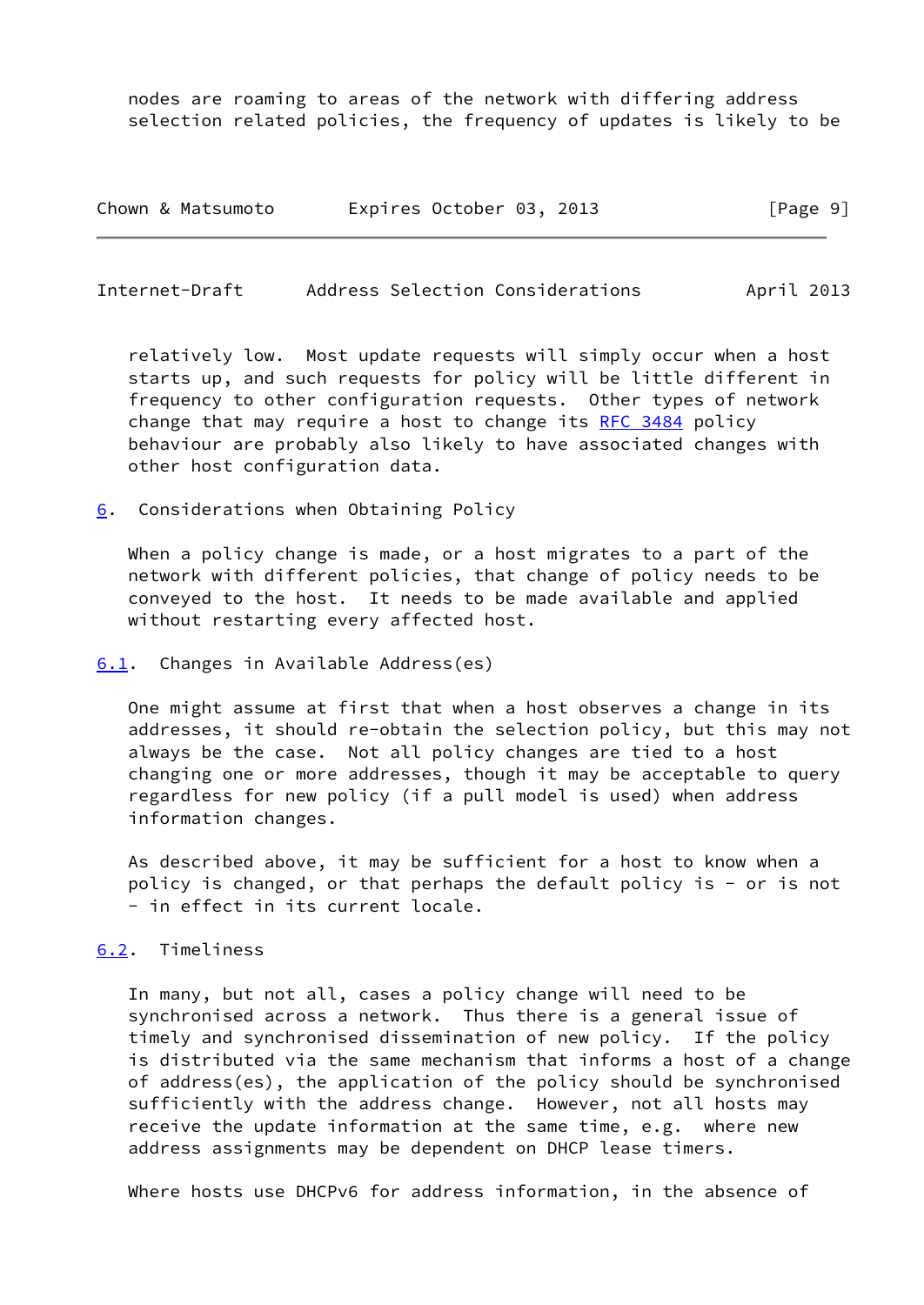nodes are roaming to areas of the network with differing address selection related policies, the frequency of updates is likely to be relatively low. Most update requests will simply occur when a host starts up, and such requests for policy will be little different in frequency to other configuration requests. Other types of network change that may require a host to change its RFC 3484 policy behaviour are probably also likely to have associated changes with other host configuration data.

## 6. Considerations when Obtaining Policy

When a policy change is made, or a host migrates to a part of the network with different policies, that change of policy needs to be conveyed to the host. It needs to be made available and applied without restarting every affected host.

### 6.1. Changes in Available Address(es)

One might assume at first that when a host observes a change in its addresses, it should re-obtain the selection policy, but this may not always be the case. Not all policy changes are tied to a host changing one or more addresses, though it may be acceptable to query regardless for new policy (if a pull model is used) when address information changes.

As described above, it may be sufficient for a host to know when a policy is changed, or that perhaps the default policy is - or is not - in effect in its current locale.

### 6.2. Timeliness

In many, but not all, cases a policy change will need to be synchronised across a network. Thus there is a general issue of timely and synchronised dissemination of new policy. If the policy is distributed via the same mechanism that informs a host of a change of address(es), the application of the policy should be synchronised sufficiently with the address change. However, not all hosts may receive the update information at the same time, e.g. where new address assignments may be dependent on DHCP lease timers.

Where hosts use DHCPv6 for address information, in the absence of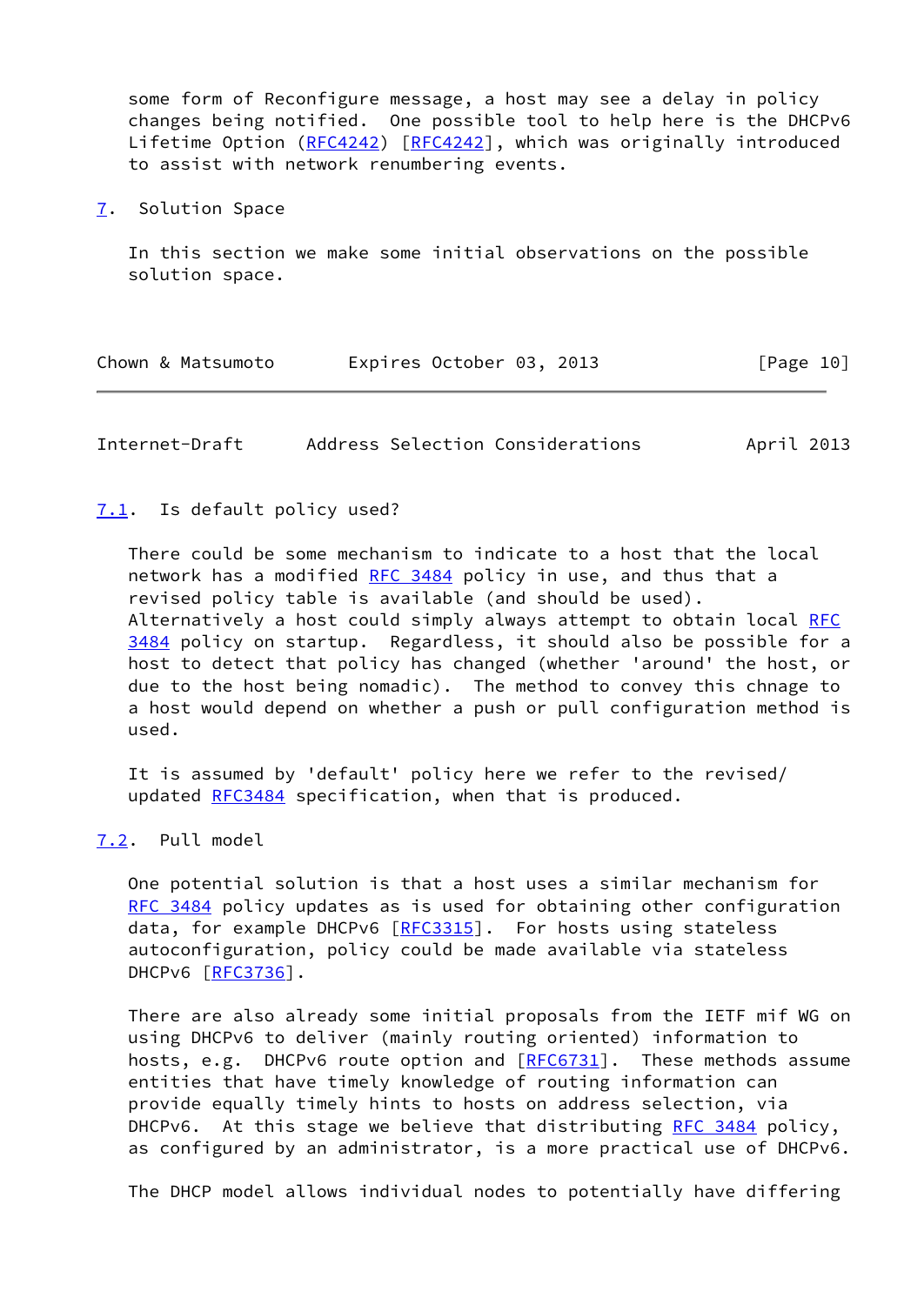some form of Reconfigure message, a host may see a delay in policy changes being notified. One possible tool to help here is the DHCPv6 Lifetime Option (RFC4242) [RFC4242], which was originally introduced to assist with network renumbering events.

## 7. Solution Space

In this section we make some initial observations on the possible solution space.

### 7.1. Is default policy used?

There could be some mechanism to indicate to a host that the local network has a modified RFC 3484 policy in use, and thus that a revised policy table is available (and should be used). Alternatively a host could simply always attempt to obtain local RFC 3484 policy on startup. Regardless, it should also be possible for a host to detect that policy has changed (whether 'around' the host, or due to the host being nomadic). The method to convey this chnage to a host would depend on whether a push or pull configuration method is used.

It is assumed by 'default' policy here we refer to the revised/updated RFC3484 specification, when that is produced.

### 7.2. Pull model

One potential solution is that a host uses a similar mechanism for RFC 3484 policy updates as is used for obtaining other configuration data, for example DHCPv6 [RFC3315]. For hosts using stateless autoconfiguration, policy could be made available via stateless DHCPv6 [RFC3736].

There are also already some initial proposals from the IETF mif WG on using DHCPv6 to deliver (mainly routing oriented) information to hosts, e.g. DHCPv6 route option and [RFC6731]. These methods assume entities that have timely knowledge of routing information can provide equally timely hints to hosts on address selection, via DHCPv6. At this stage we believe that distributing RFC 3484 policy, as configured by an administrator, is a more practical use of DHCPv6.

The DHCP model allows individual nodes to potentially have differing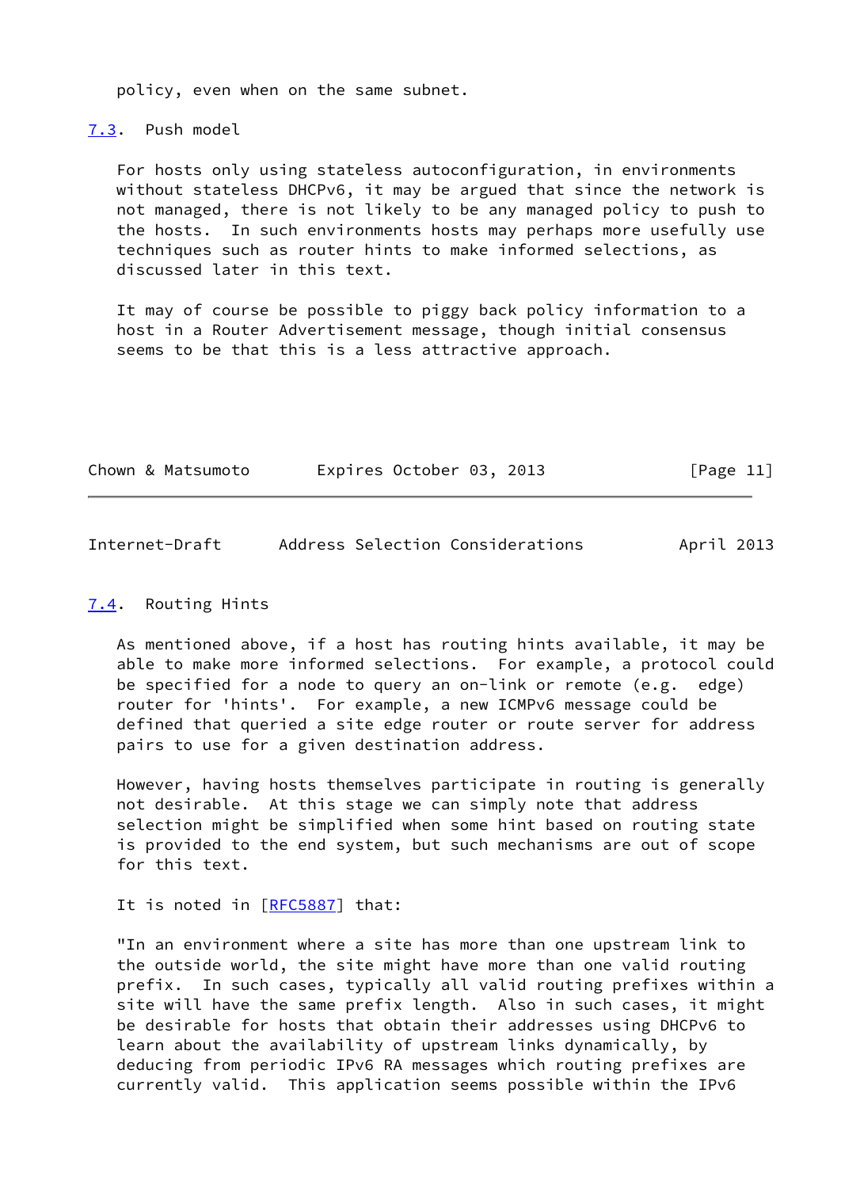policy, even when on the same subnet.

### 7.3. Push model

For hosts only using stateless autoconfiguration, in environments without stateless DHCPv6, it may be argued that since the network is not managed, there is not likely to be any managed policy to push to the hosts. In such environments hosts may perhaps more usefully use techniques such as router hints to make informed selections, as discussed later in this text.

It may of course be possible to piggy back policy information to a host in a Router Advertisement message, though initial consensus seems to be that this is a less attractive approach.

### 7.4. Routing Hints

As mentioned above, if a host has routing hints available, it may be able to make more informed selections. For example, a protocol could be specified for a node to query an on-link or remote (e.g. edge) router for 'hints'. For example, a new ICMPv6 message could be defined that queried a site edge router or route server for address pairs to use for a given destination address.

However, having hosts themselves participate in routing is generally not desirable. At this stage we can simply note that address selection might be simplified when some hint based on routing state is provided to the end system, but such mechanisms are out of scope for this text.

It is noted in [RFC5887] that:

"In an environment where a site has more than one upstream link to the outside world, the site might have more than one valid routing prefix. In such cases, typically all valid routing prefixes within a site will have the same prefix length. Also in such cases, it might be desirable for hosts that obtain their addresses using DHCPv6 to learn about the availability of upstream links dynamically, by deducing from periodic IPv6 RA messages which routing prefixes are currently valid. This application seems possible within the IPv6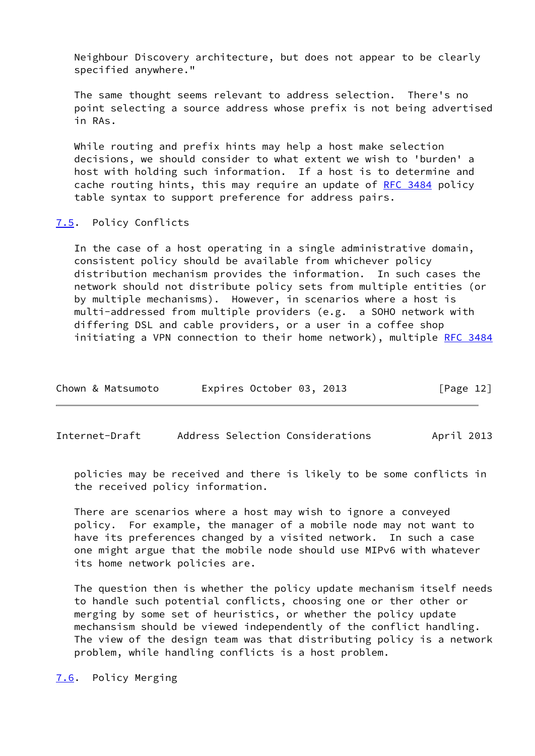Neighbour Discovery architecture, but does not appear to be clearly specified anywhere."

The same thought seems relevant to address selection. There's no point selecting a source address whose prefix is not being advertised in RAs.

While routing and prefix hints may help a host make selection decisions, we should consider to what extent we wish to 'burden' a host with holding such information. If a host is to determine and cache routing hints, this may require an update of RFC 3484 policy table syntax to support preference for address pairs.

### 7.5. Policy Conflicts

In the case of a host operating in a single administrative domain, consistent policy should be available from whichever policy distribution mechanism provides the information. In such cases the network should not distribute policy sets from multiple entities (or by multiple mechanisms). However, in scenarios where a host is multi-addressed from multiple providers (e.g. a SOHO network with differing DSL and cable providers, or a user in a coffee shop initiating a VPN connection to their home network), multiple RFC 3484 policies may be received and there is likely to be some conflicts in the received policy information.

There are scenarios where a host may wish to ignore a conveyed policy. For example, the manager of a mobile node may not want to have its preferences changed by a visited network. In such a case one might argue that the mobile node should use MIPv6 with whatever its home network policies are.

The question then is whether the policy update mechanism itself needs to handle such potential conflicts, choosing one or ther other or merging by some set of heuristics, or whether the policy update mechansism should be viewed independently of the conflict handling. The view of the design team was that distributing policy is a network problem, while handling conflicts is a host problem.

### 7.6. Policy Merging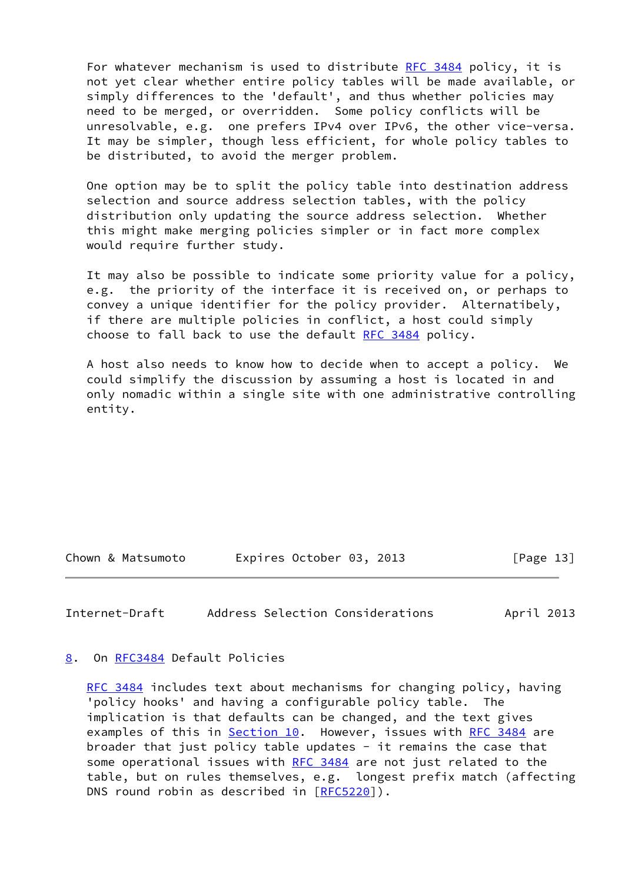For whatever mechanism is used to distribute RFC 3484 policy, it is not yet clear whether entire policy tables will be made available, or simply differences to the 'default', and thus whether policies may need to be merged, or overridden. Some policy conflicts will be unresolvable, e.g. one prefers IPv4 over IPv6, the other vice-versa. It may be simpler, though less efficient, for whole policy tables to be distributed, to avoid the merger problem.

One option may be to split the policy table into destination address selection and source address selection tables, with the policy distribution only updating the source address selection. Whether this might make merging policies simpler or in fact more complex would require further study.

It may also be possible to indicate some priority value for a policy, e.g. the priority of the interface it is received on, or perhaps to convey a unique identifier for the policy provider. Alternatibely, if there are multiple policies in conflict, a host could simply choose to fall back to use the default RFC 3484 policy.

A host also needs to know how to decide when to accept a policy. We could simplify the discussion by assuming a host is located in and only nomadic within a single site with one administrative controlling entity.

## 8. On RFC3484 Default Policies

RFC 3484 includes text about mechanisms for changing policy, having 'policy hooks' and having a configurable policy table. The implication is that defaults can be changed, and the text gives examples of this in Section 10. However, issues with RFC 3484 are broader that just policy table updates - it remains the case that some operational issues with RFC 3484 are not just related to the table, but on rules themselves, e.g. longest prefix match (affecting DNS round robin as described in [RFC5220]).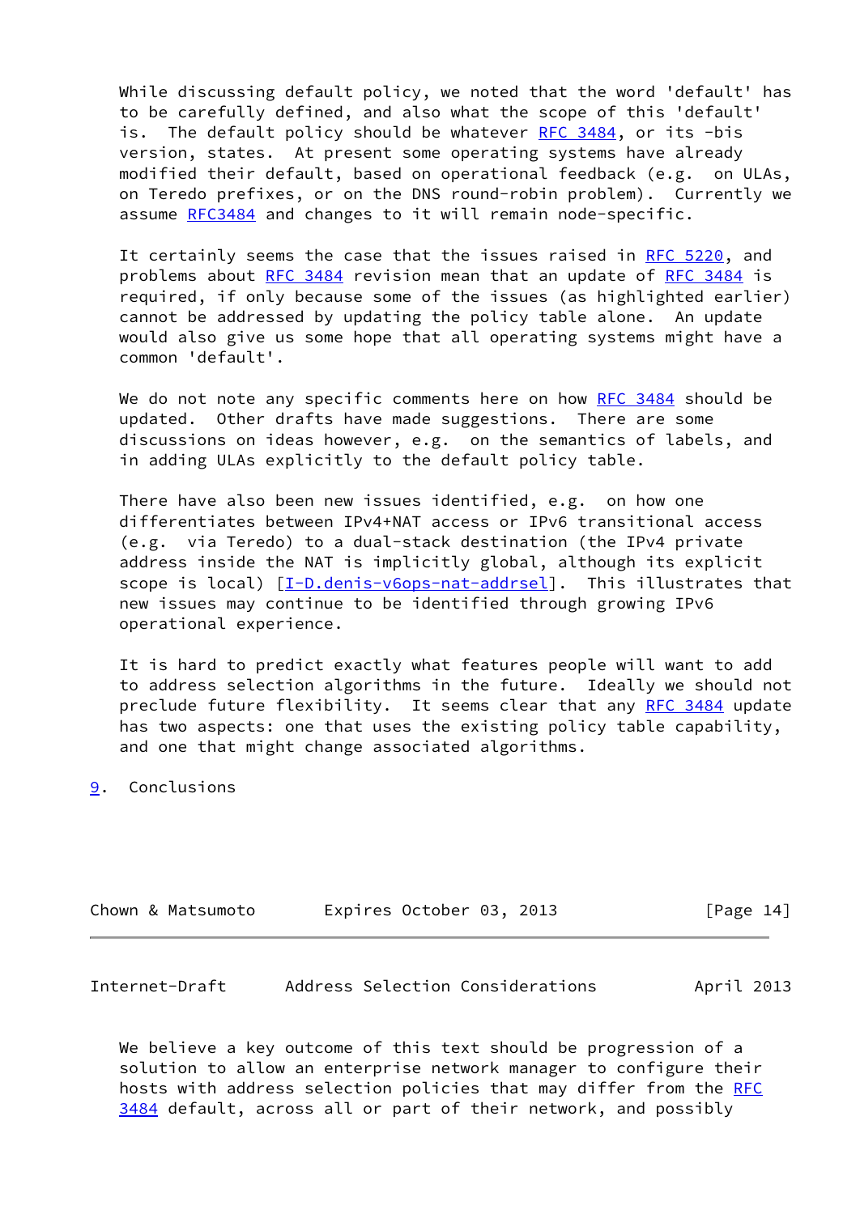While discussing default policy, we noted that the word 'default' has to be carefully defined, and also what the scope of this 'default' is. The default policy should be whatever RFC 3484, or its -bis version, states. At present some operating systems have already modified their default, based on operational feedback (e.g. on ULAs, on Teredo prefixes, or on the DNS round-robin problem). Currently we assume RFC3484 and changes to it will remain node-specific.

It certainly seems the case that the issues raised in RFC 5220, and problems about RFC 3484 revision mean that an update of RFC 3484 is required, if only because some of the issues (as highlighted earlier) cannot be addressed by updating the policy table alone. An update would also give us some hope that all operating systems might have a common 'default'.

We do not note any specific comments here on how RFC 3484 should be updated. Other drafts have made suggestions. There are some discussions on ideas however, e.g. on the semantics of labels, and in adding ULAs explicitly to the default policy table.

There have also been new issues identified, e.g. on how one differentiates between IPv4+NAT access or IPv6 transitional access (e.g. via Teredo) to a dual-stack destination (the IPv4 private address inside the NAT is implicitly global, although its explicit scope is local) [I-D.denis-v6ops-nat-addrsel]. This illustrates that new issues may continue to be identified through growing IPv6 operational experience.

It is hard to predict exactly what features people will want to add to address selection algorithms in the future. Ideally we should not preclude future flexibility. It seems clear that any RFC 3484 update has two aspects: one that uses the existing policy table capability, and one that might change associated algorithms.

## 9. Conclusions

We believe a key outcome of this text should be progression of a solution to allow an enterprise network manager to configure their hosts with address selection policies that may differ from the RFC 3484 default, across all or part of their network, and possibly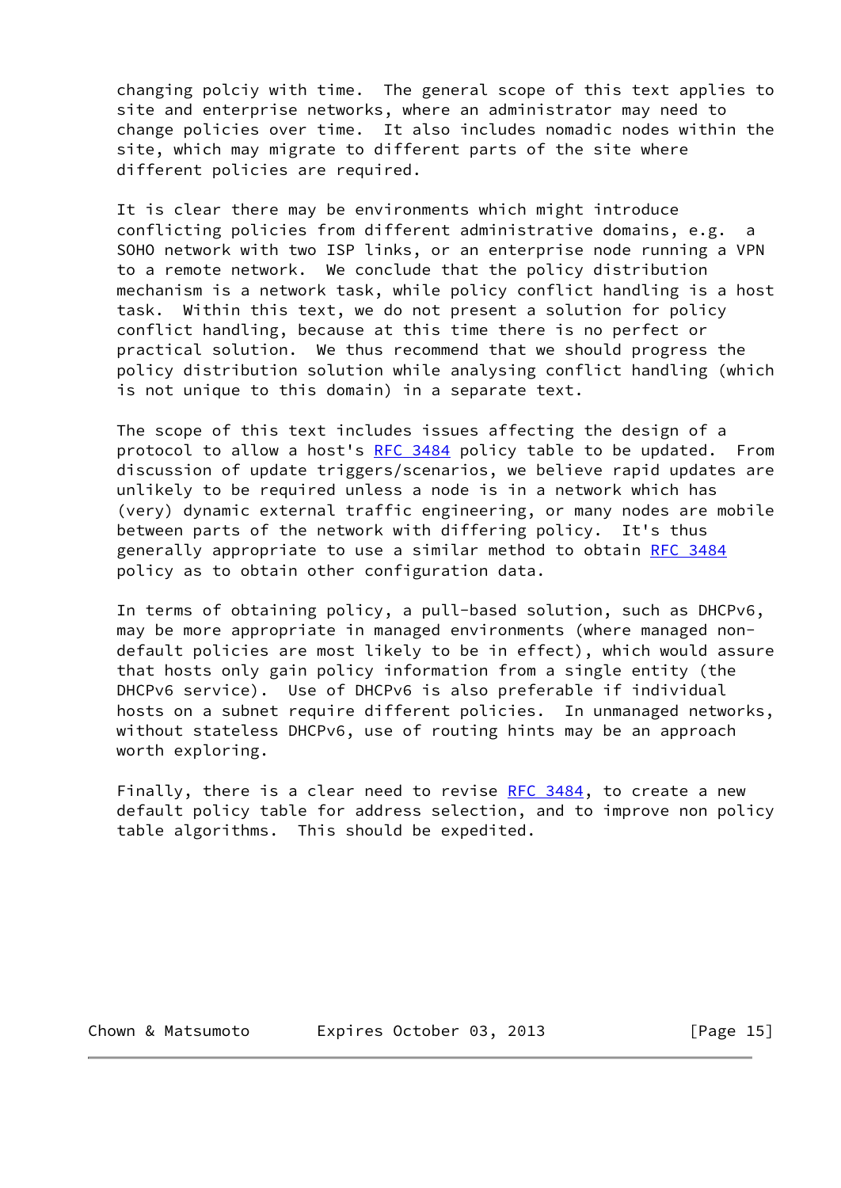changing polciy with time. The general scope of this text applies to site and enterprise networks, where an administrator may need to change policies over time. It also includes nomadic nodes within the site, which may migrate to different parts of the site where different policies are required.

It is clear there may be environments which might introduce conflicting policies from different administrative domains, e.g. a SOHO network with two ISP links, or an enterprise node running a VPN to a remote network. We conclude that the policy distribution mechanism is a network task, while policy conflict handling is a host task. Within this text, we do not present a solution for policy conflict handling, because at this time there is no perfect or practical solution. We thus recommend that we should progress the policy distribution solution while analysing conflict handling (which is not unique to this domain) in a separate text.

The scope of this text includes issues affecting the design of a protocol to allow a host's RFC 3484 policy table to be updated. From discussion of update triggers/scenarios, we believe rapid updates are unlikely to be required unless a node is in a network which has (very) dynamic external traffic engineering, or many nodes are mobile between parts of the network with differing policy. It's thus generally appropriate to use a similar method to obtain RFC 3484 policy as to obtain other configuration data.

In terms of obtaining policy, a pull-based solution, such as DHCPv6, may be more appropriate in managed environments (where managed non-default policies are most likely to be in effect), which would assure that hosts only gain policy information from a single entity (the DHCPv6 service). Use of DHCPv6 is also preferable if individual hosts on a subnet require different policies. In unmanaged networks, without stateless DHCPv6, use of routing hints may be an approach worth exploring.

Finally, there is a clear need to revise RFC 3484, to create a new default policy table for address selection, and to improve non policy table algorithms. This should be expedited.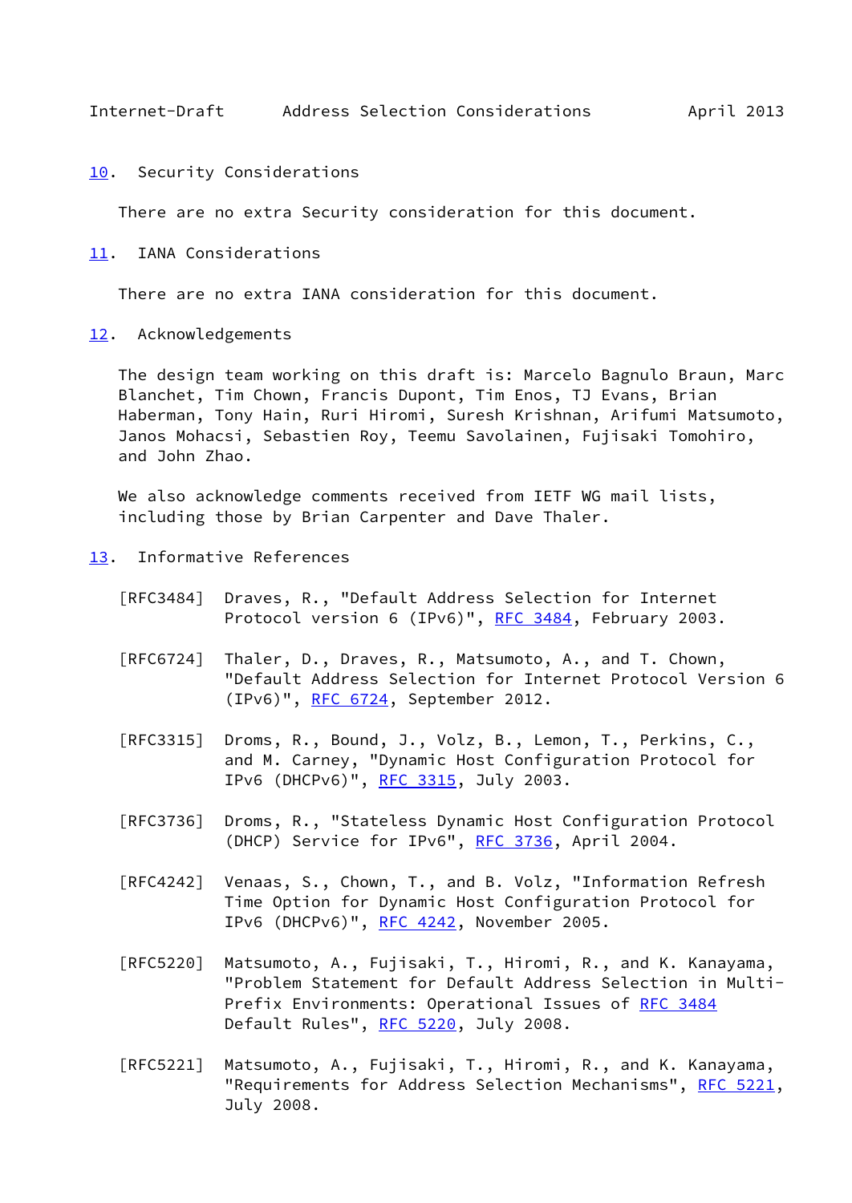## 10. Security Considerations

There are no extra Security consideration for this document.

## 11. IANA Considerations

There are no extra IANA consideration for this document.

## 12. Acknowledgements

The design team working on this draft is: Marcelo Bagnulo Braun, Marc Blanchet, Tim Chown, Francis Dupont, Tim Enos, TJ Evans, Brian Haberman, Tony Hain, Ruri Hiromi, Suresh Krishnan, Arifumi Matsumoto, Janos Mohacsi, Sebastien Roy, Teemu Savolainen, Fujisaki Tomohiro, and John Zhao.

We also acknowledge comments received from IETF WG mail lists, including those by Brian Carpenter and Dave Thaler.

## 13. Informative References

[RFC3484] Draves, R., "Default Address Selection for Internet Protocol version 6 (IPv6)", RFC 3484, February 2003.

[RFC6724] Thaler, D., Draves, R., Matsumoto, A., and T. Chown, "Default Address Selection for Internet Protocol Version 6 (IPv6)", RFC 6724, September 2012.

[RFC3315] Droms, R., Bound, J., Volz, B., Lemon, T., Perkins, C., and M. Carney, "Dynamic Host Configuration Protocol for IPv6 (DHCPv6)", RFC 3315, July 2003.

[RFC3736] Droms, R., "Stateless Dynamic Host Configuration Protocol (DHCP) Service for IPv6", RFC 3736, April 2004.

[RFC4242] Venaas, S., Chown, T., and B. Volz, "Information Refresh Time Option for Dynamic Host Configuration Protocol for IPv6 (DHCPv6)", RFC 4242, November 2005.

[RFC5220] Matsumoto, A., Fujisaki, T., Hiromi, R., and K. Kanayama, "Problem Statement for Default Address Selection in Multi-Prefix Environments: Operational Issues of RFC 3484 Default Rules", RFC 5220, July 2008.

[RFC5221] Matsumoto, A., Fujisaki, T., Hiromi, R., and K. Kanayama, "Requirements for Address Selection Mechanisms", RFC 5221, July 2008.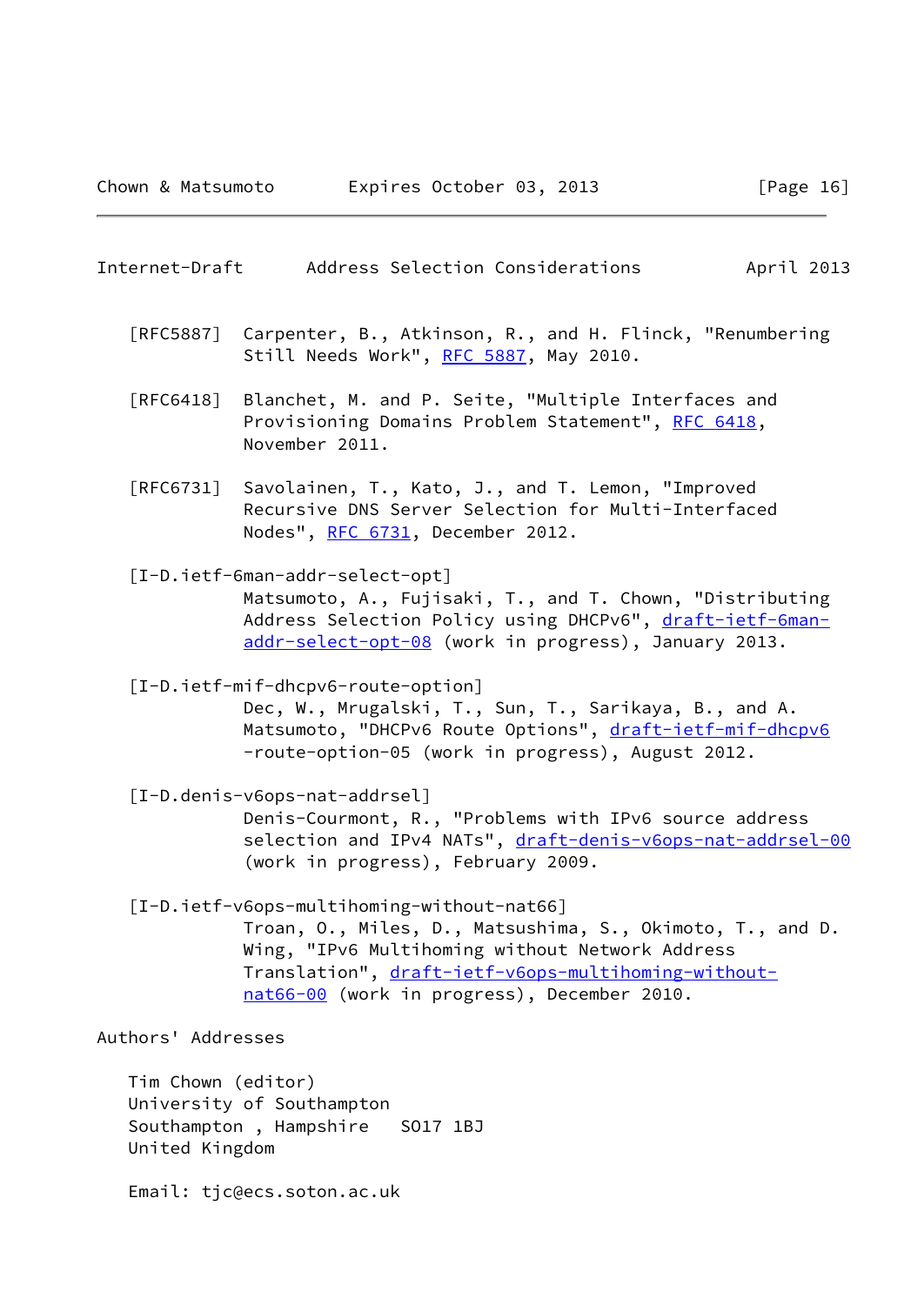[RFC5887] Carpenter, B., Atkinson, R., and H. Flinck, "Renumbering Still Needs Work", RFC 5887, May 2010.

[RFC6418] Blanchet, M. and P. Seite, "Multiple Interfaces and Provisioning Domains Problem Statement", RFC 6418, November 2011.

[RFC6731] Savolainen, T., Kato, J., and T. Lemon, "Improved Recursive DNS Server Selection for Multi-Interfaced Nodes", RFC 6731, December 2012.

[I-D.ietf-6man-addr-select-opt]
Matsumoto, A., Fujisaki, T., and T. Chown, "Distributing Address Selection Policy using DHCPv6", draft-ietf-6man-addr-select-opt-08 (work in progress), January 2013.

[I-D.ietf-mif-dhcpv6-route-option]
Dec, W., Mrugalski, T., Sun, T., Sarikaya, B., and A. Matsumoto, "DHCPv6 Route Options", draft-ietf-mif-dhcpv6-route-option-05 (work in progress), August 2012.

[I-D.denis-v6ops-nat-addrsel]
Denis-Courmont, R., "Problems with IPv6 source address selection and IPv4 NATs", draft-denis-v6ops-nat-addrsel-00 (work in progress), February 2009.

[I-D.ietf-v6ops-multihoming-without-nat66]
Troan, O., Miles, D., Matsushima, S., Okimoto, T., and D. Wing, "IPv6 Multihoming without Network Address Translation", draft-ietf-v6ops-multihoming-without-nat66-00 (work in progress), December 2010.

## Authors' Addresses

Tim Chown (editor)
University of Southampton
Southampton , Hampshire SO17 1BJ
United Kingdom

Email: tjc@ecs.soton.ac.uk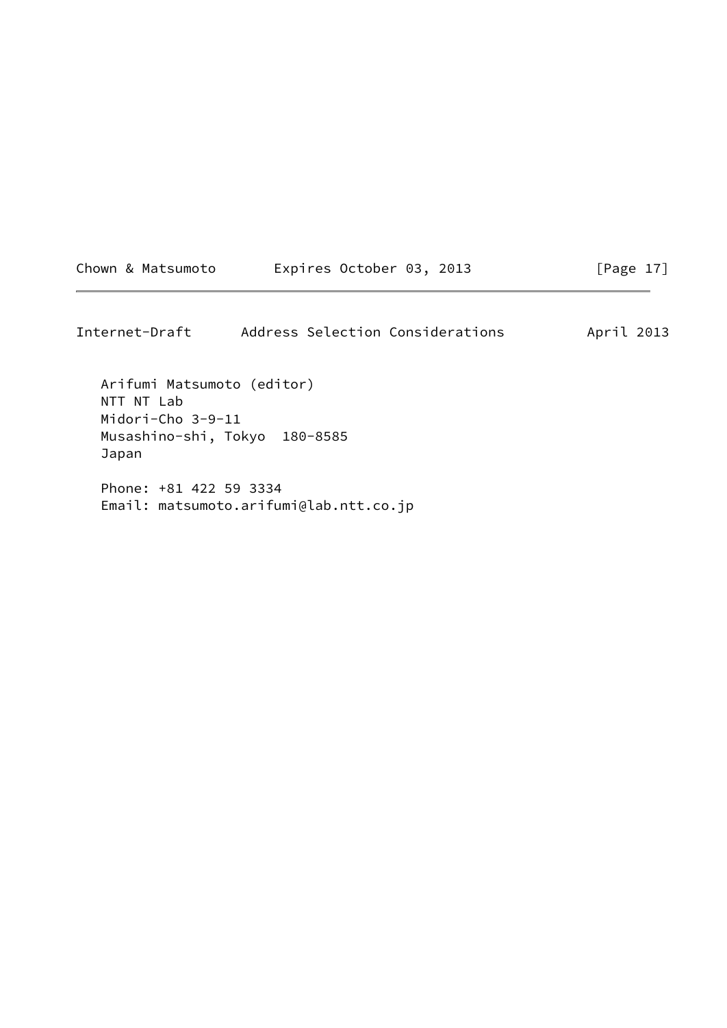Arifumi Matsumoto (editor)
NTT NT Lab
Midori-Cho 3-9-11
Musashino-shi, Tokyo  180-8585
Japan

Phone: +81 422 59 3334
Email: matsumoto.arifumi@lab.ntt.co.jp